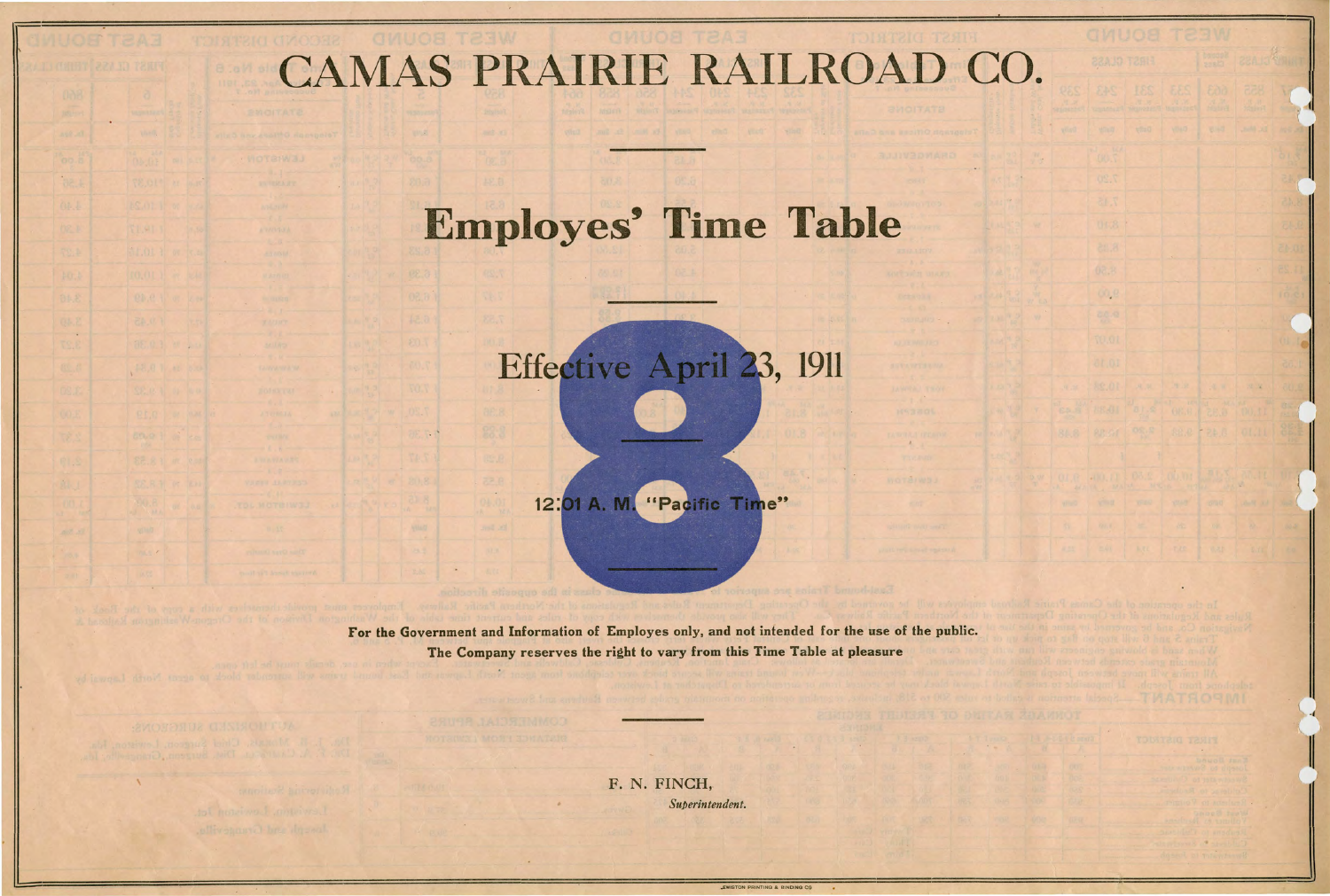# CAMAS PRAIRIE RAILROAD CO.

## Employes' Time Table

8

### Effective April 23, 1911

**12:01 A. M. "Pacific Time"**

**For the Government and Information of Employes only, and not intended for the use of the public.**

**The Company reserves the right to vary from this Time Table at pleasure**

F. N. FINCH,
*Superintendent.*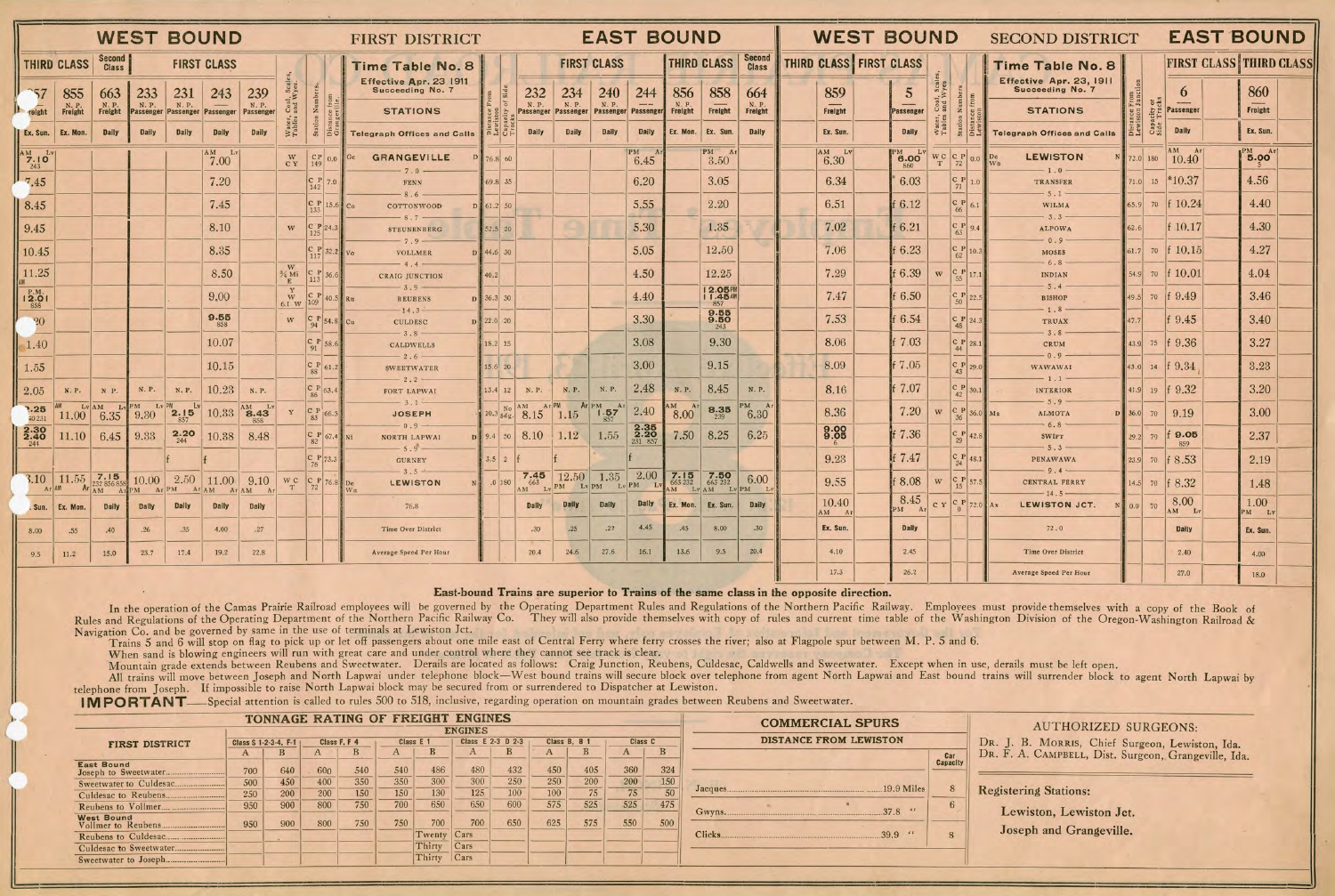## FIRST DISTRICT

### Time Table No. 8

Effective Apr. 23 1911 Succeeding No. 7

| WEST BOUND Third Class 857 Freight Ex. Sun. | 855 N.P. Freight Ex. Mon. | Second Class 663 N.P. Freight Daily | First Class 233 N.P. Passenger Daily | 231 N.P. Passenger Daily | 243 Passenger Daily | 239 N.P. Passenger Daily | Water, Coal, Scales, Tables and Wyes | Station Numbers | Distance from Grangeville | STATIONS Telegraph Offices and Calls | Distance From Lewiston | Capacity of Side Tracks | EAST BOUND First Class 232 N.P. Passenger Daily | 234 N.P. Passenger Daily | 240 N.P. Passenger Daily | 244 Passenger Daily | Third Class 856 N.P. Freight Ex. Mon. | 858 Freight Ex. Sun. | Second Class 664 N.P. Freight Daily |
|---|---|---|---|---|---|---|---|---|---|---|---|---|---|---|---|---|---|---|---|
| AM Lv 7.10 243 | | | | | AM Lv 7.00 | | W CY | CP 149 | 0.0 | Ge GRANGEVILLE D (7.0) | 76.8 | 60 | | | | PM Ar 6.45 | | PM Ar 3.50 | |
| 7.45 | | | | | 7.20 | | | CP 142 | 7.0 | FENN (8.6) | 69.8 | 35 | | | | 6.20 | | 3.05 | |
| 8.45 | | | | | 7.45 | | | CP 133 | 15.6 | Co COTTONWOOD D (8.7) | 61.2 | 50 | | | | 5.55 | | 2.20 | |
| 9.45 | | | | | 8.10 | | W | CP 125 | 24.3 | STEUNENBERG (7.9) | 52.5 | 20 | | | | 5.30 | | 1.35 | |
| 10.45 | | | | | 8.35 | | | CP 117 | 32.2 | Vo VOLLMER D (4.4) | 44.6 | 30 | | | | 5.05 | | 12.50 | |
| 11.25 AM | | | | | 8.50 | | W ¾ Mi E | CP 113 | 36.6 | CRAIG JUNCTION (3.9) | 40.2 | | | | | 4.50 | | 12.25 | |
| P.M. 12.01 858 | | | | | 9.00 | | Y W 6.1 W | CP 109 | 40.5 | Ru REUBENS D (14.3) | 36.3 | 30 | | | | 4.40 | | 12.05 PM / 11.45 AM 857 | |
| 20 | | | | | 9.55 858 | | W | CP 94 | 54.8 | Cu CULDESAC D (3.8) | 22.0 | 20 | | | | 3.30 | | 9.55 / 9.50 243 | |
| 1.40 | | | | | 10.07 | | | CP 91 | 58.6 | CALDWELLS (2.6) | 18.2 | 15 | | | | 3.08 | | 9.30 | |
| 1.55 | | | | | 10.15 | | | CP 88 | 61.2 | SWEETWATER (2.2) | 15.6 | 20 | | | | 3.00 | | 9.15 | |
| 2.05 | N.P. | N.P. | N.P. | N.P. | 10.23 | N.P. | | CP 86 | 63.4 | FORT LAPWAI (3.1) | 13.4 | 12 | N.P. | N.P. | N.P. | 2.48 | N.P. | 8.45 | N.P. |
| 2.25 40 231 | AM Lv 11.00 | AM Lv 6.35 | PM Lv 9.30 | PM Lv 2.15 857 | 10.33 | AM Lv 8.43 858 | Y | CP 83 | 66.5 | JOSEPH (0.9) | 10.3 | No Sdg. | AM Ar 8.15 | PM Ar 1.15 | PM Ar 1.57 857 | 2.40 | AM Ar 8.00 | 8.35 239 | PM Ar 6.30 |
| 2.30 / 2.40 244 | 11.10 | 6.45 | 9.33 | 2.20 244 | 10.38 | 8.48 | | CP 82 | 67.4 | Nl NORTH LAPWAI D (5.9) | 9.4 | 50 | 8.10 | 1.12 | 1.55 | 2.35 / 2.30 231 857 | 7.50 | 8.25 | 6.25 |
| | | | f | f | f | | | CP 76 | 73.3 | GURNEY (3.5) | 3.5 | 2 | f | f | | f | | | |
| 3.10 Ar | 11.55 AM Ar | 7.15 232 856 858 AM Ar | 10.00 PM Ar | 2.50 PM Ar | 11.00 AM Ar | 9.10 AM Ar | W C T | CP 72 | 76.8 | De Wn LEWISTON N | 0.0 | 180 | 7.45 663 AM Lv | 12.50 PM Lv | 1.35 PM Lv | 2.00 PM Lv | 7.15 663 232 AM Lv | 7.50 663 232 AM Lv | 6.00 PM Lv |
| Ex. Sun. | Ex. Mon. | Daily | Daily | Daily | Daily | Daily | | | | 76.8 | | | Daily | Daily | Daily | Daily | Ex. Mon. | Ex. Sun. | Daily |
| 8.00 | .55 | .40 | .26 | .35 | 4.00 | .27 | | | | Time Over District | | | .30 | .25 | .22 | 4.45 | .45 | 8.00 | .30 |
| 9.5 | 11.2 | 15.0 | 25.7 | 17.4 | 19.2 | 22.8 | | | | Average Speed Per Hour | | | 20.4 | 24.6 | 27.6 | 16.1 | 13.6 | 9.5 | 20.4 |

## SECOND DISTRICT

### Time Table No. 8

Effective Apr. 23, 1911 Succeeding No. 7

| WEST BOUND Third Class 859 Freight Ex. Sun. | First Class 5 Passenger Daily | Water, Coal, Scales, Tables and Wyes | Station Numbers | Distance from Lewiston | STATIONS Telegraph Offices and Calls | Distance From Lewiston Junction | Capacity of Side Tracks | EAST BOUND First Class 6 Passenger Daily | Third Class 860 Freight Ex. Sun. |
|---|---|---|---|---|---|---|---|---|---|
| AM Lv 6.30 | PM Lv 6.00 860 | W C T | CP 72 | 0.0 | De Wn LEWISTON N (1.0) | 72.0 | 180 | AM Ar 10.40 | PM Ar 5.00 5 |
| 6.34 | 6.03 | | CP 71 | 1.0 | TRANSFER (5.1) | 71.0 | 15 | *10.37 | 4.56 |
| 6.51 | f 6.12 | | CP 66 | 6.1 | WILMA (3.3) | 65.9 | 70 | f 10.24 | 4.40 |
| 7.02 | f 6.21 | | CP 63 | 9.4 | ALPOWA (0.9) | 62.6 | | f 10.17 | 4.30 |
| 7.06 | f 6.23 | | CP 62 | 10.3 | MOSES (6.8) | 61.7 | 70 | f 10.15 | 4.27 |
| 7.29 | f 6.39 | W | CP 55 | 17.1 | INDIAN (5.4) | 54.9 | 70 | f 10.01 | 4.04 |
| 7.47 | f 6.50 | | CP 50 | 22.5 | BISHOP (1.8) | 49.5 | 70 | f 9.49 | 3.46 |
| 7.53 | f 6.54 | | CP 48 | 24.3 | TRUAX (3.8) | 47.7 | | f 9.45 | 3.40 |
| 8.06 | f 7.03 | | CP 44 | 28.1 | CRUM (0.9) | 43.9 | 75 | f 9.36 | 3.27 |
| 8.09 | f 7.05 | | CP 43 | 29.0 | WAWAWAI (1.1) | 43.0 | 14 | f 9.34 | 3.23 |
| 8.16 | f 7.07 | | CP 42 | 30.1 | INTERIOR (5.9) | 41.9 | 19 | f 9.32 | 3.20 |
| 8.36 | 7.20 | W | CP 36 | 36.0 | Ms ALMOTA D (6.8) | 36.0 | 70 | 9.19 | 3.00 |
| 9.00 / 9.05 6 | f 7.36 | | CP 29 | 42.8 | SWIFT (5.3) | 29.2 | 70 | f 9.05 859 | 2.37 |
| 9.23 | f 7.47 | | CP 24 | 48.1 | PENAWAWA (9.4) | 23.9 | 70 | f 8.53 | 2.19 |
| 9.55 | f 8.08 | W | CP 15 | 57.5 | CENTRAL FERRY (14.5) | 14.5 | 70 | f 8.32 | 1.48 |
| 10.40 AM Ar | 8.45 PM Ar | C Y | CP 0 | 72.0 | Ax LEWISTON JCT. N | 0.0 | 70 | 8.00 AM Lv | 1.00 PM Lv |
| Ex. Sun. | Daily | | | | 72.0 | | | Daily | Ex. Sun. |
| 4.10 | 2.45 | | | | Time Over District | | | 2.40 | 4.00 |
| 17.3 | 26.2 | | | | Average Speed Per Hour | | | 27.0 | 18.0 |

**East-bound Trains are superior to Trains of the same class in the opposite direction.**

In the operation of the Camas Prairie Railroad employees will be governed by the Operating Department Rules and Regulations of the Northern Pacific Railway. Employees must provide themselves with a copy of the Book of Rules and Regulations of the Operating Department of the Northern Pacific Railway Co. They will also provide themselves with copy of rules and current time table of the Washington Division of the Oregon-Washington Railroad & Navigation Co. and be governed by same in the use of terminals at Lewiston Jct.

Trains 5 and 6 will stop on flag to pick up or let off passengers about one mile east of Central Ferry where ferry crosses the river; also at Flagpole spur between M. P. 5 and 6.

When sand is blowing engineers will run with great care and under control where they cannot see track is clear.

Mountain grade extends between Reubens and Sweetwater. Derails are located as follows: Craig Junction, Reubens, Culdesac, Caldwells and Sweetwater. Except when in use, derails must be left open.

All trains will move between Joseph and North Lapwai under telephone block—West bound trains will secure block over telephone from agent North Lapwai and East bound trains will surrender block to agent North Lapwai by telephone from Joseph. If impossible to raise North Lapwai block may be secured from or surrendered to Dispatcher at Lewiston.

**IMPORTANT**—Special attention is called to rules 500 to 518, inclusive, regarding operation on mountain grades between Reubens and Sweetwater.

### TONNAGE RATING OF FREIGHT ENGINES

| FIRST DISTRICT | Class S 1-2-3-4, F-1 A | B | Class F, F 4 A | B | Class E 1 A | B | Class E 2-3 D 2-3 A | B | Class B, B 1 A | B | Class C A | B |
|---|---|---|---|---|---|---|---|---|---|---|---|---|
| **East Bound** Joseph to Sweetwater | 700 | 640 | 600 | 540 | 540 | 486 | 480 | 432 | 450 | 405 | 360 | 324 |
| Sweetwater to Culdesac | 500 | 450 | 400 | 350 | 350 | 300 | 300 | 250 | 250 | 200 | 200 | 150 |
| Culdesac to Reubens | 250 | 200 | 200 | 150 | 150 | 130 | 125 | 100 | 100 | 75 | 75 | 50 |
| Reubens to Vollmer | 950 | 900 | 800 | 750 | 700 | 650 | 650 | 600 | 575 | 525 | 525 | 475 |
| **West Bound** Vollmer to Reubens | 950 | 900 | 800 | 750 | 750 | 700 | 700 | 650 | 625 | 575 | 550 | 500 |
| Reubens to Culdesac | | | | | | Twenty | Cars | | | | | |
| Culdesac to Sweetwater | | | | | | Thirty | Cars | | | | | |
| Sweetwater to Joseph | | | | | | Thirty | Cars | | | | | |

### COMMERCIAL SPURS

| DISTANCE FROM LEWISTON | | Car Capacity |
|---|---|---|
| Jacques | 19.9 Miles | 8 |
| Gwyns | 37.8 " | 6 |
| Clicks | 39.9 " | 8 |

### AUTHORIZED SURGEONS:

Dr. J. B. Morris, Chief Surgeon, Lewiston, Ida.
Dr. F. A. Campbell, Dist. Surgeon, Grangeville, Ida.

**Registering Stations:**

Lewiston, Lewiston Jct. Joseph and Grangeville.